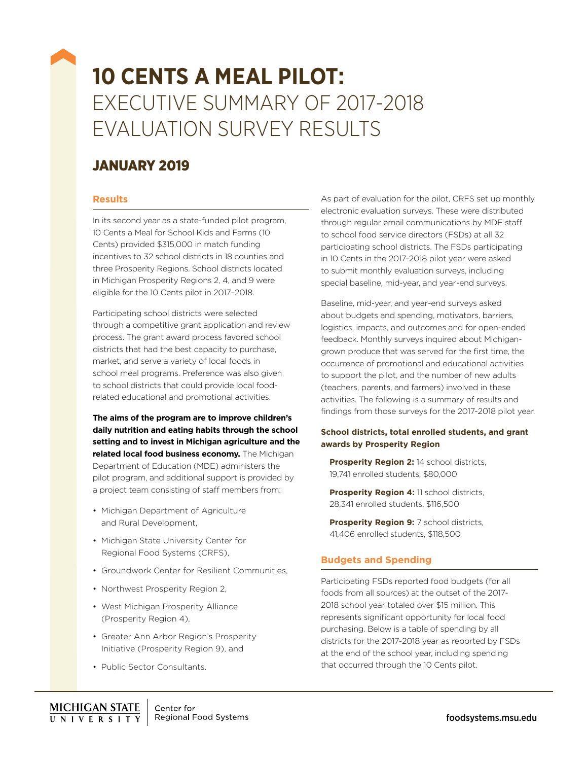# 10 CENTS A MEAL PILOT: EXECUTIVE SUMMARY OF 2017-2018 EVALUATION SURVEY RESULTS

## JANUARY 2019

### Results

In its second year as a state-funded pilot program, 10 Cents a Meal for School Kids and Farms (10 Cents) provided $315,000 in match funding incentives to 32 school districts in 18 counties and three Prosperity Regions. School districts located in Michigan Prosperity Regions 2, 4, and 9 were eligible for the 10 Cents pilot in 2017–2018.

Participating school districts were selected through a competitive grant application and review process. The grant award process favored school districts that had the best capacity to purchase, market, and serve a variety of local foods in school meal programs. Preference was also given to school districts that could provide local food-related educational and promotional activities.

**The aims of the program are to improve children's daily nutrition and eating habits through the school setting and to invest in Michigan agriculture and the related local food business economy.** The Michigan Department of Education (MDE) administers the pilot program, and additional support is provided by a project team consisting of staff members from:

- Michigan Department of Agriculture and Rural Development,
- Michigan State University Center for Regional Food Systems (CRFS),
- Groundwork Center for Resilient Communities,
- Northwest Prosperity Region 2,
- West Michigan Prosperity Alliance (Prosperity Region 4),
- Greater Ann Arbor Region's Prosperity Initiative (Prosperity Region 9), and
- Public Sector Consultants.

As part of evaluation for the pilot, CRFS set up monthly electronic evaluation surveys. These were distributed through regular email communications by MDE staff to school food service directors (FSDs) at all 32 participating school districts. The FSDs participating in 10 Cents in the 2017-2018 pilot year were asked to submit monthly evaluation surveys, including special baseline, mid-year, and year-end surveys.

Baseline, mid-year, and year-end surveys asked about budgets and spending, motivators, barriers, logistics, impacts, and outcomes and for open-ended feedback. Monthly surveys inquired about Michigan-grown produce that was served for the first time, the occurrence of promotional and educational activities to support the pilot, and the number of new adults (teachers, parents, and farmers) involved in these activities. The following is a summary of results and findings from those surveys for the 2017-2018 pilot year.

#### School districts, total enrolled students, and grant awards by Prosperity Region

**Prosperity Region 2:** 14 school districts, 19,741 enrolled students, $80,000

**Prosperity Region 4:** 11 school districts, 28,341 enrolled students, $116,500

**Prosperity Region 9:** 7 school districts, 41,406 enrolled students, $118,500

### Budgets and Spending

Participating FSDs reported food budgets (for all foods from all sources) at the outset of the 2017-2018 school year totaled over $15 million. This represents significant opportunity for local food purchasing. Below is a table of spending by all districts for the 2017-2018 year as reported by FSDs at the end of the school year, including spending that occurred through the 10 Cents pilot.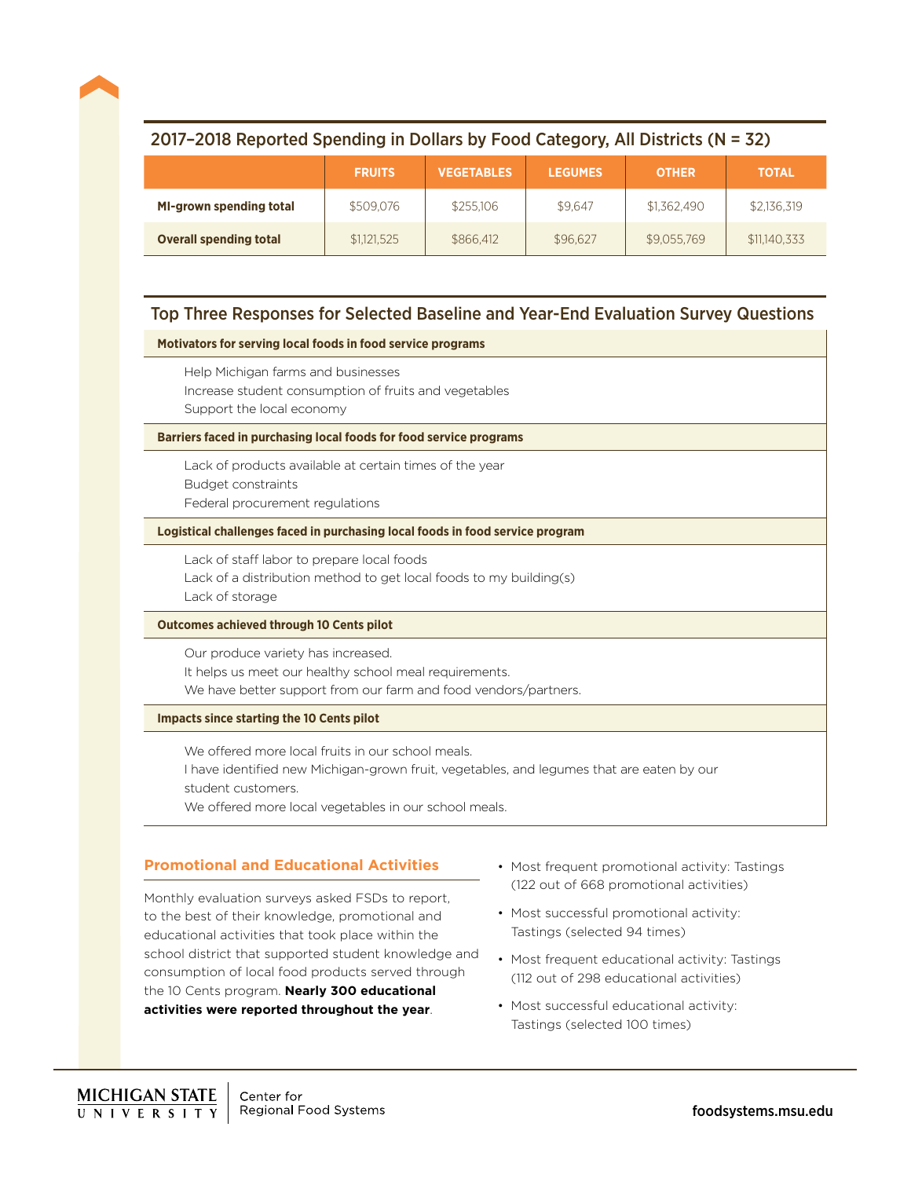## 2017–2018 Reported Spending in Dollars by Food Category, All Districts (N = 32)

| | FRUITS | VEGETABLES | LEGUMES | OTHER | TOTAL |
|---|---|---|---|---|---|
| **MI-grown spending total** | $509,076 | $255,106 | $9,647 | $1,362,490 | $2,136,319 |
| **Overall spending total** | $1,121,525 | $866,412 | $96,627 | $9,055,769 | $11,140,333 |

## Top Three Responses for Selected Baseline and Year-End Evaluation Survey Questions

**Motivators for serving local foods in food service programs**

- Help Michigan farms and businesses
- Increase student consumption of fruits and vegetables
- Support the local economy

**Barriers faced in purchasing local foods for food service programs**

- Lack of products available at certain times of the year
- Budget constraints
- Federal procurement regulations

**Logistical challenges faced in purchasing local foods in food service program**

- Lack of staff labor to prepare local foods
- Lack of a distribution method to get local foods to my building(s)
- Lack of storage

**Outcomes achieved through 10 Cents pilot**

- Our produce variety has increased.
- It helps us meet our healthy school meal requirements.
- We have better support from our farm and food vendors/partners.

**Impacts since starting the 10 Cents pilot**

- We offered more local fruits in our school meals.
- I have identified new Michigan-grown fruit, vegetables, and legumes that are eaten by our student customers.
- We offered more local vegetables in our school meals.

### Promotional and Educational Activities

Monthly evaluation surveys asked FSDs to report, to the best of their knowledge, promotional and educational activities that took place within the school district that supported student knowledge and consumption of local food products served through the 10 Cents program. **Nearly 300 educational activities were reported throughout the year**.

- Most frequent promotional activity: Tastings (122 out of 668 promotional activities)
- Most successful promotional activity: Tastings (selected 94 times)
- Most frequent educational activity: Tastings (112 out of 298 educational activities)
- Most successful educational activity: Tastings (selected 100 times)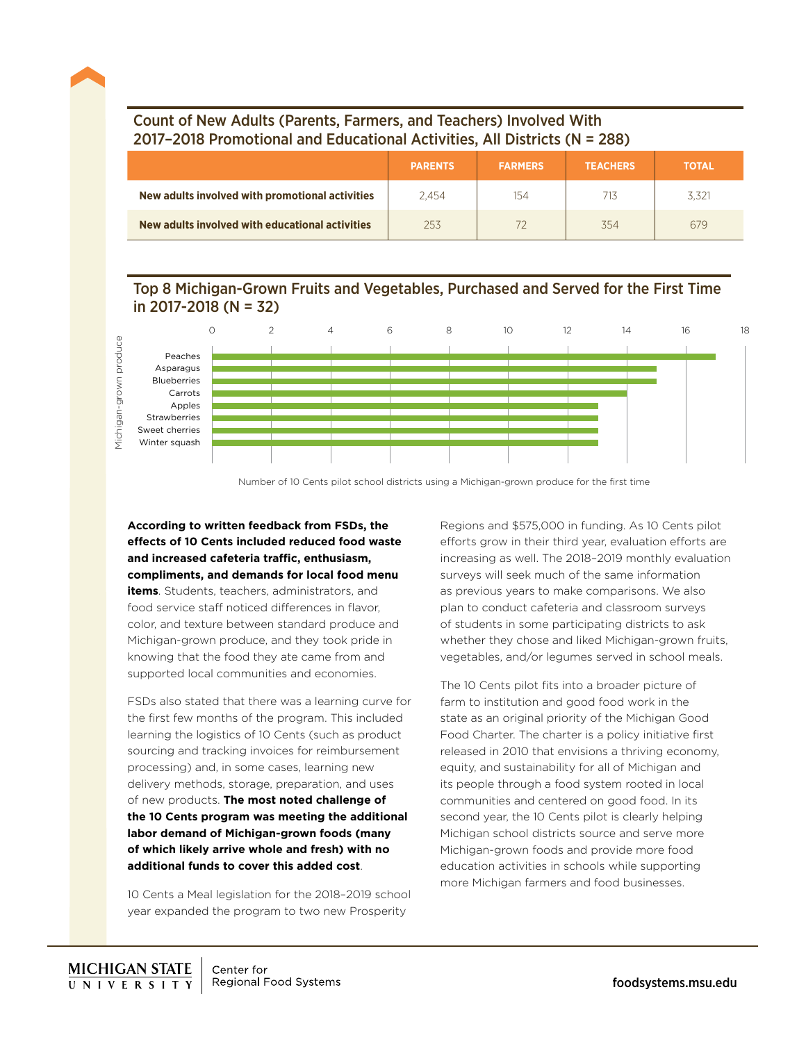## Count of New Adults (Parents, Farmers, and Teachers) Involved With 2017–2018 Promotional and Educational Activities, All Districts (N = 288)

| | PARENTS | FARMERS | TEACHERS | TOTAL |
|---|---|---|---|---|
| **New adults involved with promotional activities** | 2,454 | 154 | 713 | 3,321 |
| **New adults involved with educational activities** | 253 | 72 | 354 | 679 |

## Top 8 Michigan-Grown Fruits and Vegetables, Purchased and Served for the First Time in 2017-2018 (N = 32)

| Michigan-grown produce | Number of 10 Cents pilot school districts using a Michigan-grown produce for the first time |
|---|---|
| Peaches | 17 |
| Asparagus | 15 |
| Blueberries | 15 |
| Carrots | 14 |
| Apples | 13 |
| Strawberries | 13 |
| Sweet cherries | 13 |
| Winter squash | 13 |

Number of 10 Cents pilot school districts using a Michigan-grown produce for the first time

**According to written feedback from FSDs, the effects of 10 Cents included reduced food waste and increased cafeteria traffic, enthusiasm, compliments, and demands for local food menu items**. Students, teachers, administrators, and food service staff noticed differences in flavor, color, and texture between standard produce and Michigan-grown produce, and they took pride in knowing that the food they ate came from and supported local communities and economies.

FSDs also stated that there was a learning curve for the first few months of the program. This included learning the logistics of 10 Cents (such as product sourcing and tracking invoices for reimbursement processing) and, in some cases, learning new delivery methods, storage, preparation, and uses of new products. **The most noted challenge of the 10 Cents program was meeting the additional labor demand of Michigan-grown foods (many of which likely arrive whole and fresh) with no additional funds to cover this added cost**.

10 Cents a Meal legislation for the 2018–2019 school year expanded the program to two new Prosperity Regions and $575,000 in funding. As 10 Cents pilot efforts grow in their third year, evaluation efforts are increasing as well. The 2018–2019 monthly evaluation surveys will seek much of the same information as previous years to make comparisons. We also plan to conduct cafeteria and classroom surveys of students in some participating districts to ask whether they chose and liked Michigan-grown fruits, vegetables, and/or legumes served in school meals.

The 10 Cents pilot fits into a broader picture of farm to institution and good food work in the state as an original priority of the Michigan Good Food Charter. The charter is a policy initiative first released in 2010 that envisions a thriving economy, equity, and sustainability for all of Michigan and its people through a food system rooted in local communities and centered on good food. In its second year, the 10 Cents pilot is clearly helping Michigan school districts source and serve more Michigan-grown foods and provide more food education activities in schools while supporting more Michigan farmers and food businesses.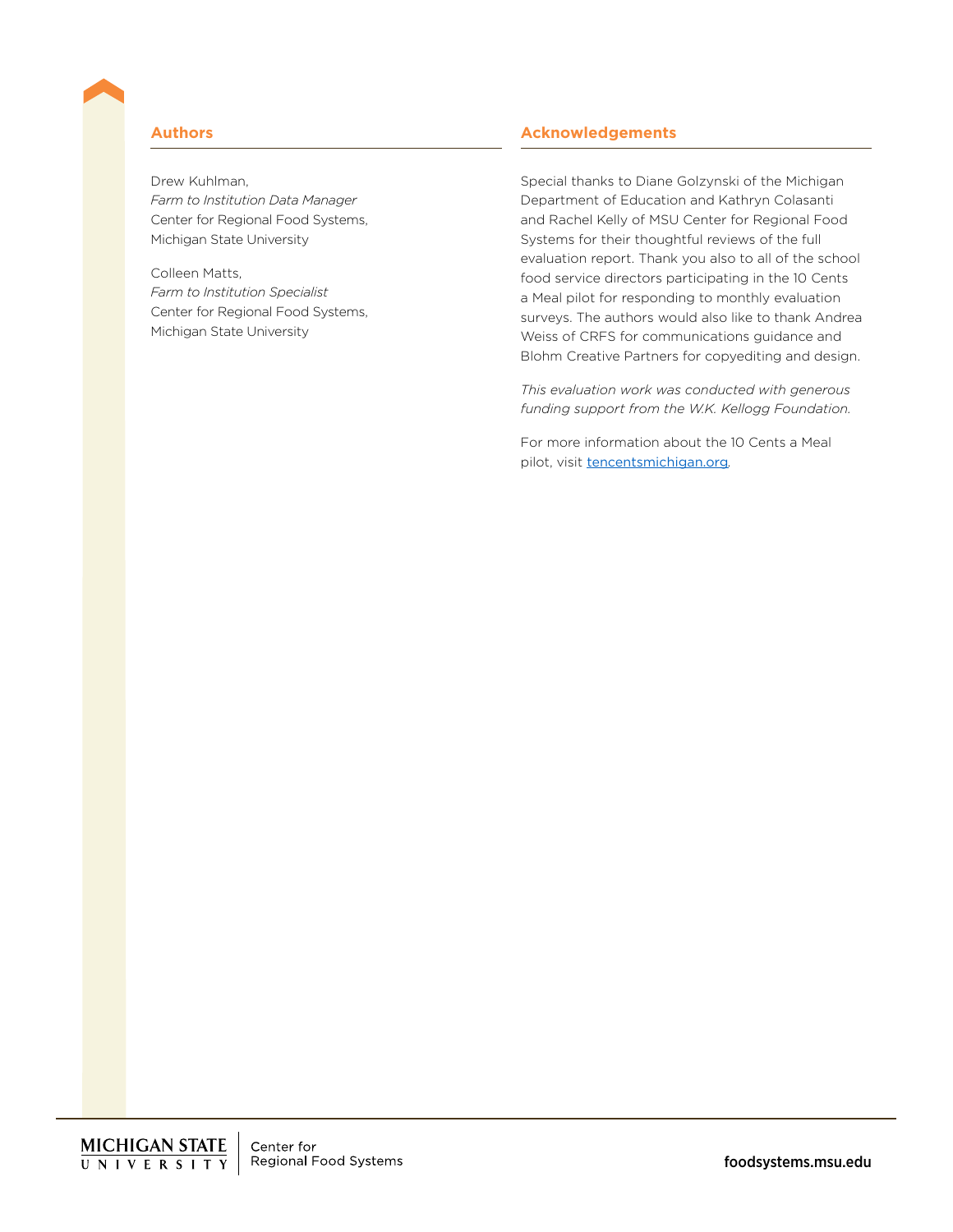## Authors

Drew Kuhlman,
*Farm to Institution Data Manager*
Center for Regional Food Systems,
Michigan State University

Colleen Matts,
*Farm to Institution Specialist*
Center for Regional Food Systems,
Michigan State University

## Acknowledgements

Special thanks to Diane Golzynski of the Michigan Department of Education and Kathryn Colasanti and Rachel Kelly of MSU Center for Regional Food Systems for their thoughtful reviews of the full evaluation report. Thank you also to all of the school food service directors participating in the 10 Cents a Meal pilot for responding to monthly evaluation surveys. The authors would also like to thank Andrea Weiss of CRFS for communications guidance and Blohm Creative Partners for copyediting and design.

*This evaluation work was conducted with generous funding support from the W.K. Kellogg Foundation.*

For more information about the 10 Cents a Meal pilot, visit [tencentsmichigan.org](tencentsmichigan.org).

MICHIGAN STATE UNIVERSITY | Center for Regional Food Systems

foodsystems.msu.edu